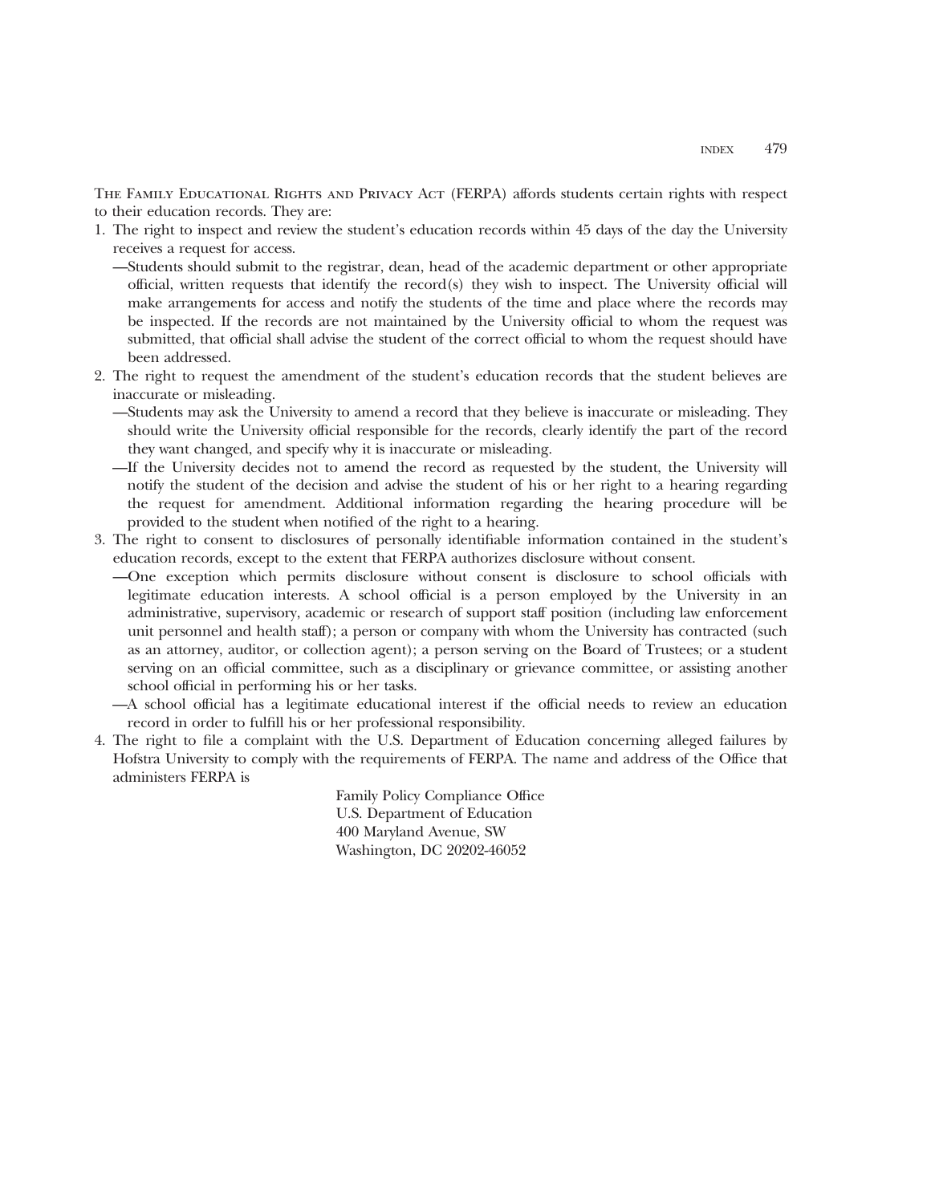The Family Educational Rights and Privacy Act (FERPA) affords students certain rights with respect to their education records. They are:

1. The right to inspect and review the student's education records within 45 days of the day the University receives a request for access.
   —Students should submit to the registrar, dean, head of the academic department or other appropriate official, written requests that identify the record(s) they wish to inspect. The University official will make arrangements for access and notify the students of the time and place where the records may be inspected. If the records are not maintained by the University official to whom the request was submitted, that official shall advise the student of the correct official to whom the request should have been addressed.
2. The right to request the amendment of the student's education records that the student believes are inaccurate or misleading.
   —Students may ask the University to amend a record that they believe is inaccurate or misleading. They should write the University official responsible for the records, clearly identify the part of the record they want changed, and specify why it is inaccurate or misleading.
   —If the University decides not to amend the record as requested by the student, the University will notify the student of the decision and advise the student of his or her right to a hearing regarding the request for amendment. Additional information regarding the hearing procedure will be provided to the student when notified of the right to a hearing.
3. The right to consent to disclosures of personally identifiable information contained in the student's education records, except to the extent that FERPA authorizes disclosure without consent.
   —One exception which permits disclosure without consent is disclosure to school officials with legitimate education interests. A school official is a person employed by the University in an administrative, supervisory, academic or research of support staff position (including law enforcement unit personnel and health staff); a person or company with whom the University has contracted (such as an attorney, auditor, or collection agent); a person serving on the Board of Trustees; or a student serving on an official committee, such as a disciplinary or grievance committee, or assisting another school official in performing his or her tasks.
   —A school official has a legitimate educational interest if the official needs to review an education record in order to fulfill his or her professional responsibility.
4. The right to file a complaint with the U.S. Department of Education concerning alleged failures by Hofstra University to comply with the requirements of FERPA. The name and address of the Office that administers FERPA is

   Family Policy Compliance Office
   U.S. Department of Education
   400 Maryland Avenue, SW
   Washington, DC 20202-46052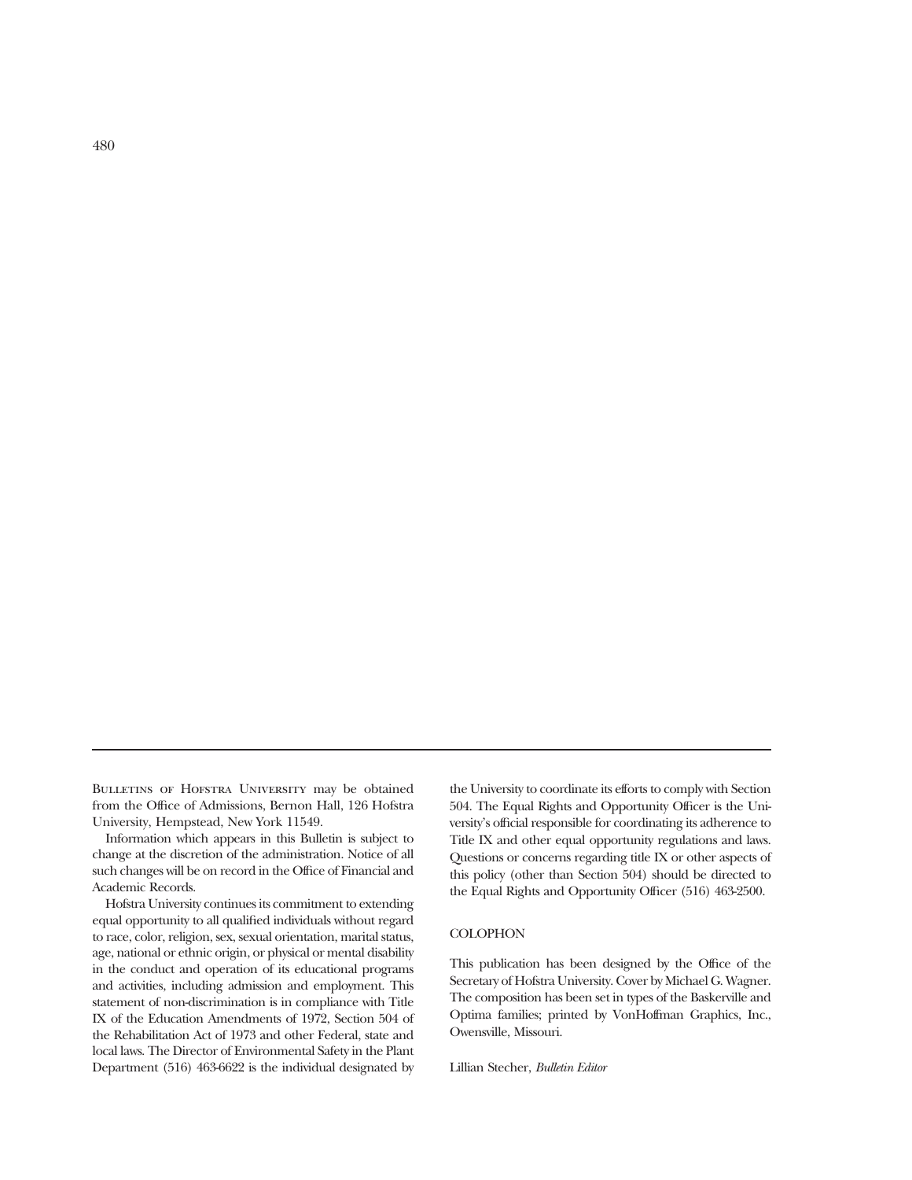Bulletins of Hofstra University may be obtained from the Office of Admissions, Bernon Hall, 126 Hofstra University, Hempstead, New York 11549.

Information which appears in this Bulletin is subject to change at the discretion of the administration. Notice of all such changes will be on record in the Office of Financial and Academic Records.

Hofstra University continues its commitment to extending equal opportunity to all qualified individuals without regard to race, color, religion, sex, sexual orientation, marital status, age, national or ethnic origin, or physical or mental disability in the conduct and operation of its educational programs and activities, including admission and employment. This statement of non-discrimination is in compliance with Title IX of the Education Amendments of 1972, Section 504 of the Rehabilitation Act of 1973 and other Federal, state and local laws. The Director of Environmental Safety in the Plant Department (516) 463-6622 is the individual designated by the University to coordinate its efforts to comply with Section 504. The Equal Rights and Opportunity Officer is the University's official responsible for coordinating its adherence to Title IX and other equal opportunity regulations and laws. Questions or concerns regarding title IX or other aspects of this policy (other than Section 504) should be directed to the Equal Rights and Opportunity Officer (516) 463-2500.

## COLOPHON

This publication has been designed by the Office of the Secretary of Hofstra University. Cover by Michael G. Wagner. The composition has been set in types of the Baskerville and Optima families; printed by VonHoffman Graphics, Inc., Owensville, Missouri.

Lillian Stecher, *Bulletin Editor*